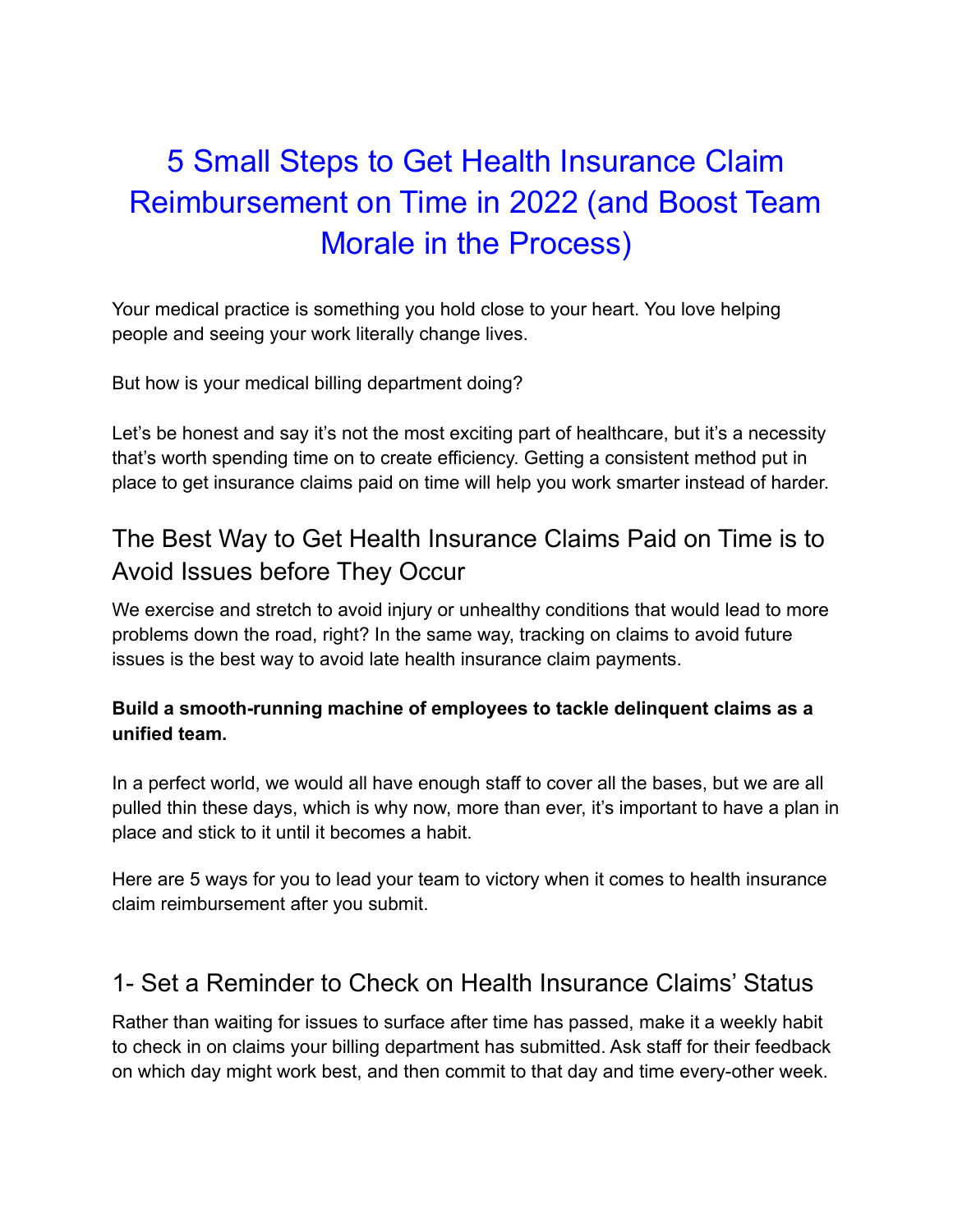# 5 Small Steps to Get Health Insurance Claim Reimbursement on Time in 2022 (and Boost Team Morale in the Process)

Your medical practice is something you hold close to your heart. You love helping people and seeing your work literally change lives.

But how is your medical billing department doing?

Let's be honest and say it's not the most exciting part of healthcare, but it's a necessity that's worth spending time on to create efficiency. Getting a consistent method put in place to get insurance claims paid on time will help you work smarter instead of harder.

## The Best Way to Get Health Insurance Claims Paid on Time is to Avoid Issues before They Occur

We exercise and stretch to avoid injury or unhealthy conditions that would lead to more problems down the road, right? In the same way, tracking on claims to avoid future issues is the best way to avoid late health insurance claim payments.

**Build a smooth-running machine of employees to tackle delinquent claims as a unified team.**

In a perfect world, we would all have enough staff to cover all the bases, but we are all pulled thin these days, which is why now, more than ever, it's important to have a plan in place and stick to it until it becomes a habit.

Here are 5 ways for you to lead your team to victory when it comes to health insurance claim reimbursement after you submit.

## 1- Set a Reminder to Check on Health Insurance Claims' Status

Rather than waiting for issues to surface after time has passed, make it a weekly habit to check in on claims your billing department has submitted. Ask staff for their feedback on which day might work best, and then commit to that day and time every-other week.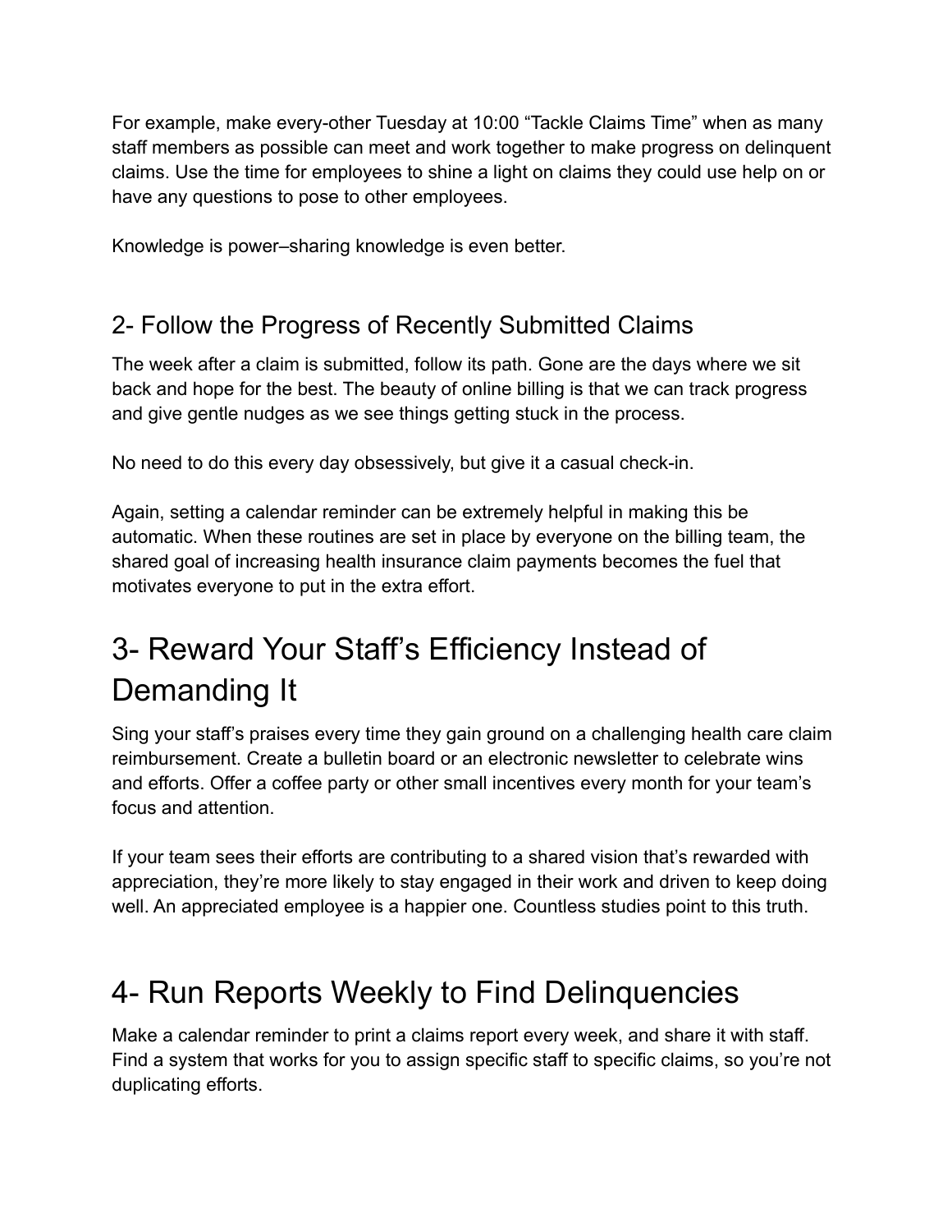For example, make every-other Tuesday at 10:00 “Tackle Claims Time” when as many staff members as possible can meet and work together to make progress on delinquent claims. Use the time for employees to shine a light on claims they could use help on or have any questions to pose to other employees.

Knowledge is power–sharing knowledge is even better.

## 2- Follow the Progress of Recently Submitted Claims

The week after a claim is submitted, follow its path. Gone are the days where we sit back and hope for the best. The beauty of online billing is that we can track progress and give gentle nudges as we see things getting stuck in the process.

No need to do this every day obsessively, but give it a casual check-in.

Again, setting a calendar reminder can be extremely helpful in making this be automatic. When these routines are set in place by everyone on the billing team, the shared goal of increasing health insurance claim payments becomes the fuel that motivates everyone to put in the extra effort.

# 3- Reward Your Staff’s Efficiency Instead of Demanding It

Sing your staff’s praises every time they gain ground on a challenging health care claim reimbursement. Create a bulletin board or an electronic newsletter to celebrate wins and efforts. Offer a coffee party or other small incentives every month for your team’s focus and attention.

If your team sees their efforts are contributing to a shared vision that’s rewarded with appreciation, they’re more likely to stay engaged in their work and driven to keep doing well. An appreciated employee is a happier one. Countless studies point to this truth.

# 4- Run Reports Weekly to Find Delinquencies

Make a calendar reminder to print a claims report every week, and share it with staff. Find a system that works for you to assign specific staff to specific claims, so you’re not duplicating efforts.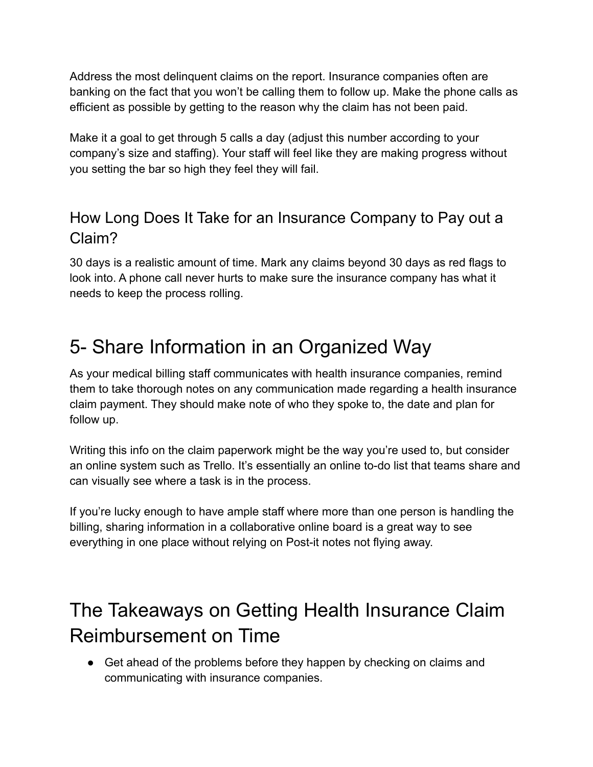Address the most delinquent claims on the report. Insurance companies often are banking on the fact that you won't be calling them to follow up. Make the phone calls as efficient as possible by getting to the reason why the claim has not been paid.

Make it a goal to get through 5 calls a day (adjust this number according to your company's size and staffing). Your staff will feel like they are making progress without you setting the bar so high they feel they will fail.

### How Long Does It Take for an Insurance Company to Pay out a Claim?

30 days is a realistic amount of time. Mark any claims beyond 30 days as red flags to look into. A phone call never hurts to make sure the insurance company has what it needs to keep the process rolling.

## 5- Share Information in an Organized Way

As your medical billing staff communicates with health insurance companies, remind them to take thorough notes on any communication made regarding a health insurance claim payment. They should make note of who they spoke to, the date and plan for follow up.

Writing this info on the claim paperwork might be the way you're used to, but consider an online system such as Trello. It's essentially an online to-do list that teams share and can visually see where a task is in the process.

If you're lucky enough to have ample staff where more than one person is handling the billing, sharing information in a collaborative online board is a great way to see everything in one place without relying on Post-it notes not flying away.

## The Takeaways on Getting Health Insurance Claim Reimbursement on Time

- Get ahead of the problems before they happen by checking on claims and communicating with insurance companies.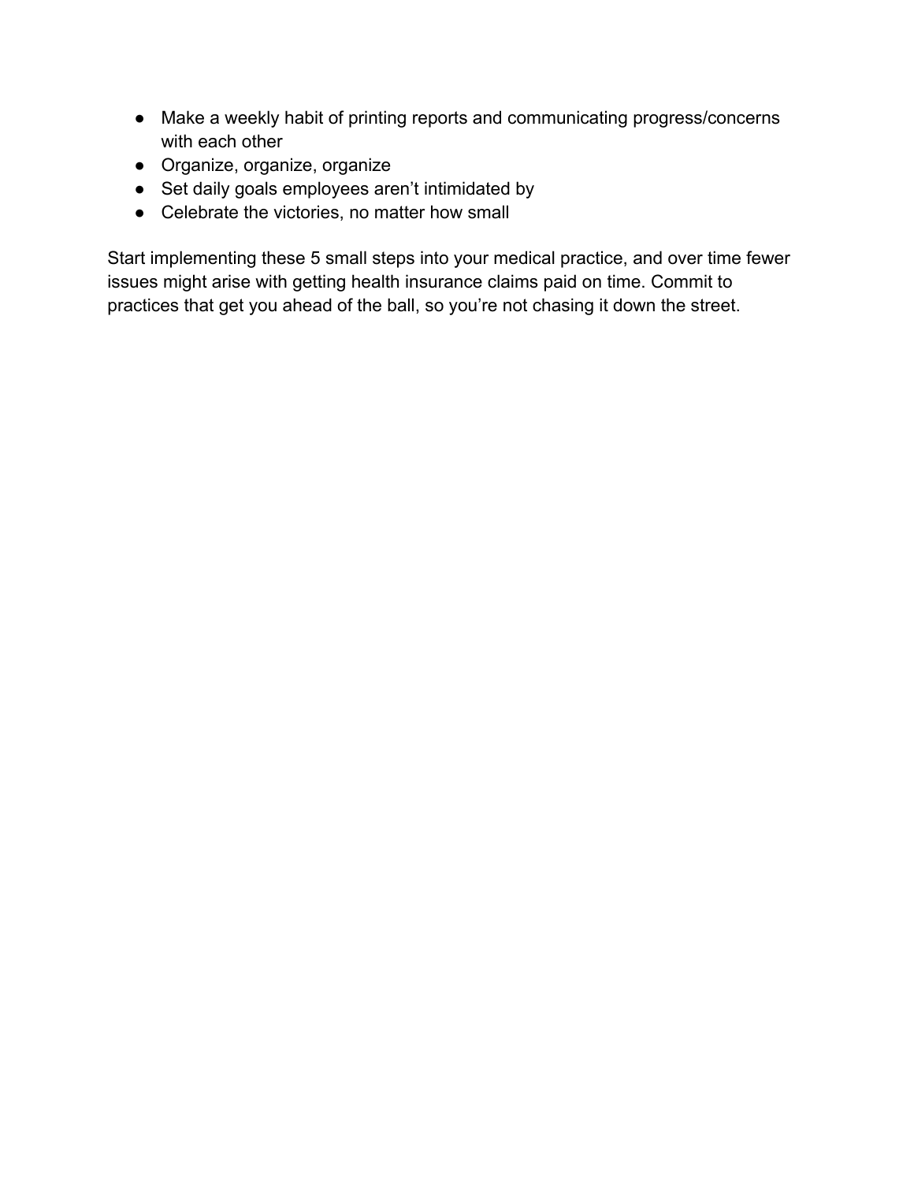- Make a weekly habit of printing reports and communicating progress/concerns with each other
- Organize, organize, organize
- Set daily goals employees aren't intimidated by
- Celebrate the victories, no matter how small

Start implementing these 5 small steps into your medical practice, and over time fewer issues might arise with getting health insurance claims paid on time. Commit to practices that get you ahead of the ball, so you're not chasing it down the street.